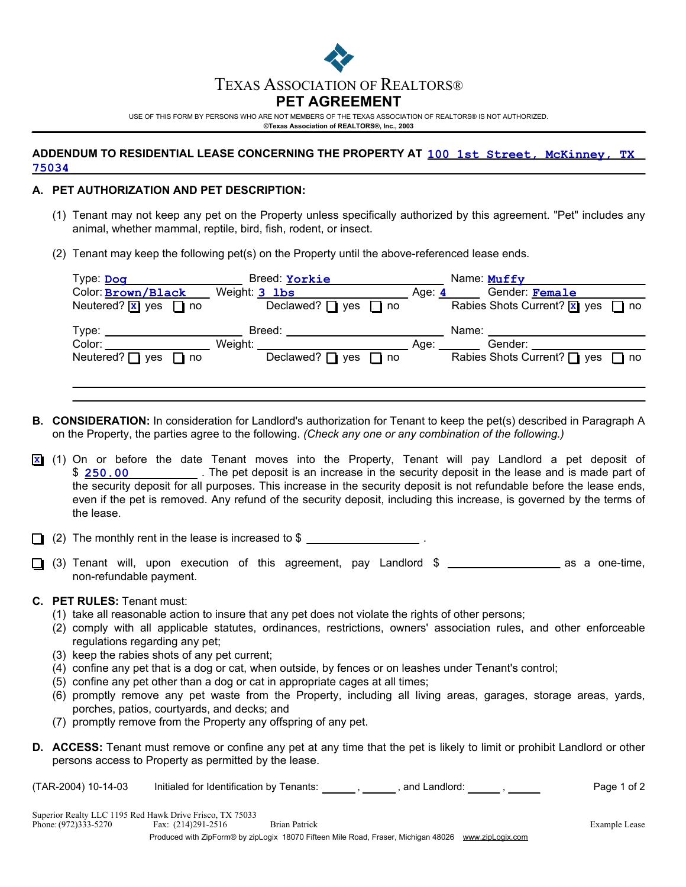# TEXAS ASSOCIATION OF REALTORS®

## PET AGREEMENT

USE OF THIS FORM BY PERSONS WHO ARE NOT MEMBERS OF THE TEXAS ASSOCIATION OF REALTORS® IS NOT AUTHORIZED.
©Texas Association of REALTORS®, Inc., 2003

**ADDENDUM TO RESIDENTIAL LEASE CONCERNING THE PROPERTY AT** 100 1st Street, McKinney, TX 75034

**A. PET AUTHORIZATION AND PET DESCRIPTION:**

(1) Tenant may not keep any pet on the Property unless specifically authorized by this agreement. "Pet" includes any animal, whether mammal, reptile, bird, fish, rodent, or insect.

(2) Tenant may keep the following pet(s) on the Property until the above-referenced lease ends.

Type: Dog  Breed: Yorkie  Name: Muffy
Color: Brown/Black  Weight: 3 lbs  Age: 4  Gender: Female
Neutered? [X] yes [ ] no  Declawed? [ ] yes [ ] no  Rabies Shots Current? [X] yes [ ] no

Type: ______  Breed: ______  Name: ______
Color: ______  Weight: ______  Age: ______  Gender: ______
Neutered? [ ] yes [ ] no  Declawed? [ ] yes [ ] no  Rabies Shots Current? [ ] yes [ ] no

**B. CONSIDERATION:** In consideration for Landlord's authorization for Tenant to keep the pet(s) described in Paragraph A on the Property, the parties agree to the following. *(Check any one or any combination of the following.)*

[X] (1) On or before the date Tenant moves into the Property, Tenant will pay Landlord a pet deposit of $ 250.00. The pet deposit is an increase in the security deposit in the lease and is made part of the security deposit for all purposes. This increase in the security deposit is not refundable before the lease ends, even if the pet is removed. Any refund of the security deposit, including this increase, is governed by the terms of the lease.

[ ] (2) The monthly rent in the lease is increased to $ ______.

[ ] (3) Tenant will, upon execution of this agreement, pay Landlord $ ______ as a one-time, non-refundable payment.

**C. PET RULES:** Tenant must:

(1) take all reasonable action to insure that any pet does not violate the rights of other persons;
(2) comply with all applicable statutes, ordinances, restrictions, owners' association rules, and other enforceable regulations regarding any pet;
(3) keep the rabies shots of any pet current;
(4) confine any pet that is a dog or cat, when outside, by fences or on leashes under Tenant's control;
(5) confine any pet other than a dog or cat in appropriate cages at all times;
(6) promptly remove any pet waste from the Property, including all living areas, garages, storage areas, yards, porches, patios, courtyards, and decks; and
(7) promptly remove from the Property any offspring of any pet.

**D. ACCESS:** Tenant must remove or confine any pet at any time that the pet is likely to limit or prohibit Landlord or other persons access to Property as permitted by the lease.

(TAR-2004) 10-14-03  Initialed for Identification by Tenants: ______, ______, and Landlord: ______, ______

Superior Realty LLC 1195 Red Hawk Drive Frisco, TX 75033
Phone: (972)333-5270  Fax: (214)291-2516  Brian Patrick  Example Lease
Produced with ZipForm® by zipLogix 18070 Fifteen Mile Road, Fraser, Michigan 48026 www.zipLogix.com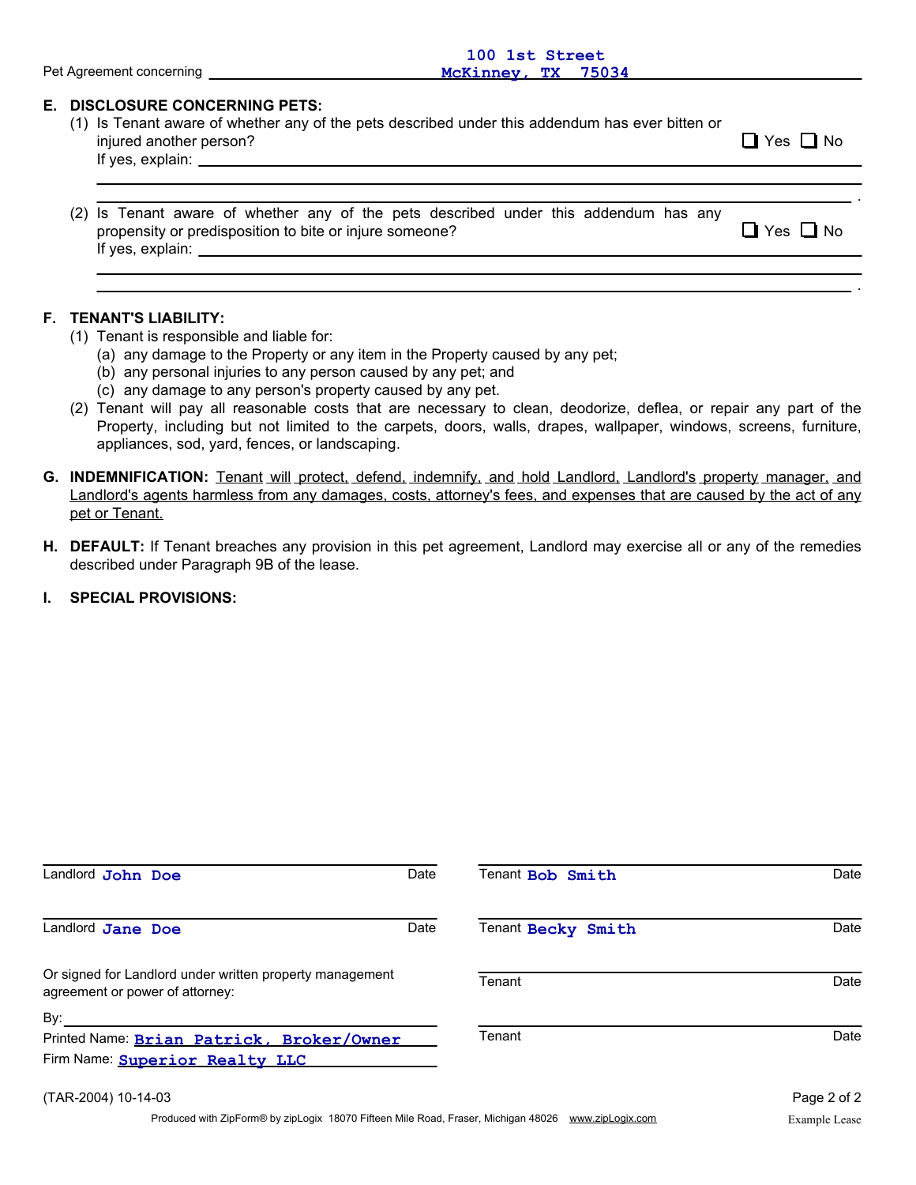Pet Agreement concerning 100 1st Street McKinney, TX 75034

**E. DISCLOSURE CONCERNING PETS:**

(1) Is Tenant aware of whether any of the pets described under this addendum has ever bitten or injured another person? ☐ Yes ☐ No

If yes, explain: ______________________________

(2) Is Tenant aware of whether any of the pets described under this addendum has any propensity or predisposition to bite or injure someone? ☐ Yes ☐ No

If yes, explain: ______________________________

**F. TENANT'S LIABILITY:**

(1) Tenant is responsible and liable for:
  - (a) any damage to the Property or any item in the Property caused by any pet;
  - (b) any personal injuries to any person caused by any pet; and
  - (c) any damage to any person's property caused by any pet.

(2) Tenant will pay all reasonable costs that are necessary to clean, deodorize, deflea, or repair any part of the Property, including but not limited to the carpets, doors, walls, drapes, wallpaper, windows, screens, furniture, appliances, sod, yard, fences, or landscaping.

**G. INDEMNIFICATION:** Tenant will protect, defend, indemnify, and hold Landlord, Landlord's property manager, and Landlord's agents harmless from any damages, costs, attorney's fees, and expenses that are caused by the act of any pet or Tenant.

**H. DEFAULT:** If Tenant breaches any provision in this pet agreement, Landlord may exercise all or any of the remedies described under Paragraph 9B of the lease.

**I. SPECIAL PROVISIONS:**

| | |
|---|---|
| Landlord John Doe ______ Date | Tenant Bob Smith ______ Date |
| Landlord Jane Doe ______ Date | Tenant Becky Smith ______ Date |
| Or signed for Landlord under written property management agreement or power of attorney: | Tenant ______ Date |
| By: ______ | Tenant ______ Date |
| Printed Name: Brian Patrick, Broker/Owner | |
| Firm Name: Superior Realty LLC | |

(TAR-2004) 10-14-03

Produced with ZipForm® by zipLogix 18070 Fifteen Mile Road, Fraser, Michigan 48026 www.zipLogix.com Example Lease